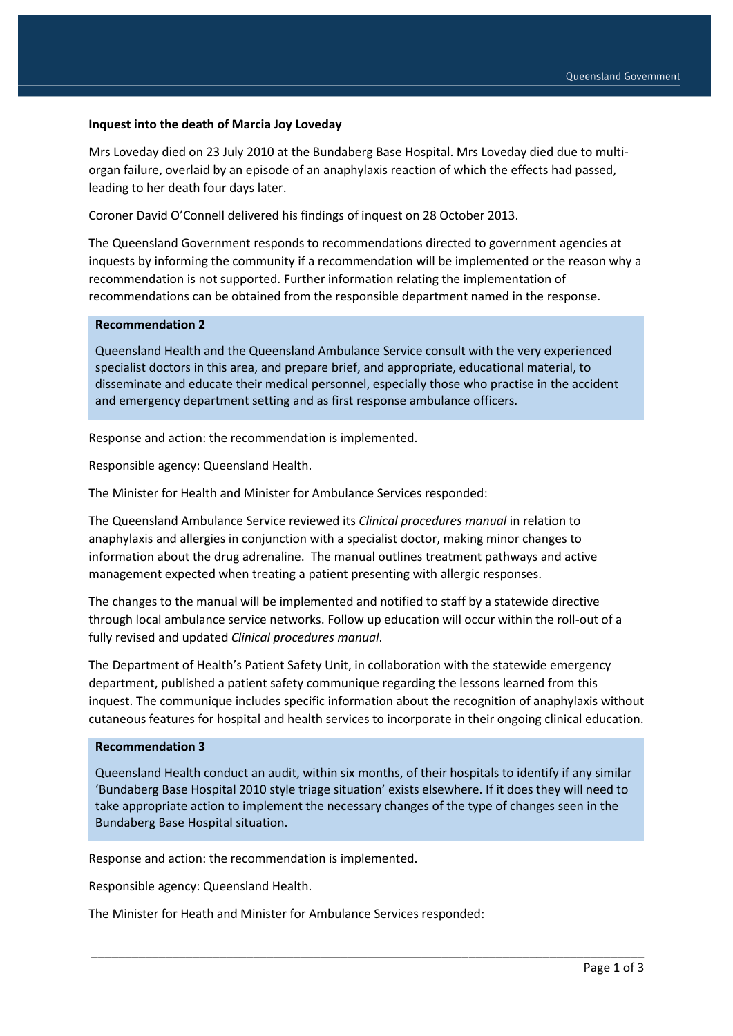**Inquest into the death of Marcia Joy Loveday**

Mrs Loveday died on 23 July 2010 at the Bundaberg Base Hospital. Mrs Loveday died due to multi-organ failure, overlaid by an episode of an anaphylaxis reaction of which the effects had passed, leading to her death four days later.

Coroner David O'Connell delivered his findings of inquest on 28 October 2013.

The Queensland Government responds to recommendations directed to government agencies at inquests by informing the community if a recommendation will be implemented or the reason why a recommendation is not supported. Further information relating the implementation of recommendations can be obtained from the responsible department named in the response.

**Recommendation 2**

Queensland Health and the Queensland Ambulance Service consult with the very experienced specialist doctors in this area, and prepare brief, and appropriate, educational material, to disseminate and educate their medical personnel, especially those who practise in the accident and emergency department setting and as first response ambulance officers.

Response and action: the recommendation is implemented.

Responsible agency: Queensland Health.

The Minister for Health and Minister for Ambulance Services responded:

The Queensland Ambulance Service reviewed its *Clinical procedures manual* in relation to anaphylaxis and allergies in conjunction with a specialist doctor, making minor changes to information about the drug adrenaline. The manual outlines treatment pathways and active management expected when treating a patient presenting with allergic responses.

The changes to the manual will be implemented and notified to staff by a statewide directive through local ambulance service networks. Follow up education will occur within the roll-out of a fully revised and updated *Clinical procedures manual*.

The Department of Health's Patient Safety Unit, in collaboration with the statewide emergency department, published a patient safety communique regarding the lessons learned from this inquest. The communique includes specific information about the recognition of anaphylaxis without cutaneous features for hospital and health services to incorporate in their ongoing clinical education.

**Recommendation 3**

Queensland Health conduct an audit, within six months, of their hospitals to identify if any similar 'Bundaberg Base Hospital 2010 style triage situation' exists elsewhere. If it does they will need to take appropriate action to implement the necessary changes of the type of changes seen in the Bundaberg Base Hospital situation.

Response and action: the recommendation is implemented.

Responsible agency: Queensland Health.

The Minister for Heath and Minister for Ambulance Services responded: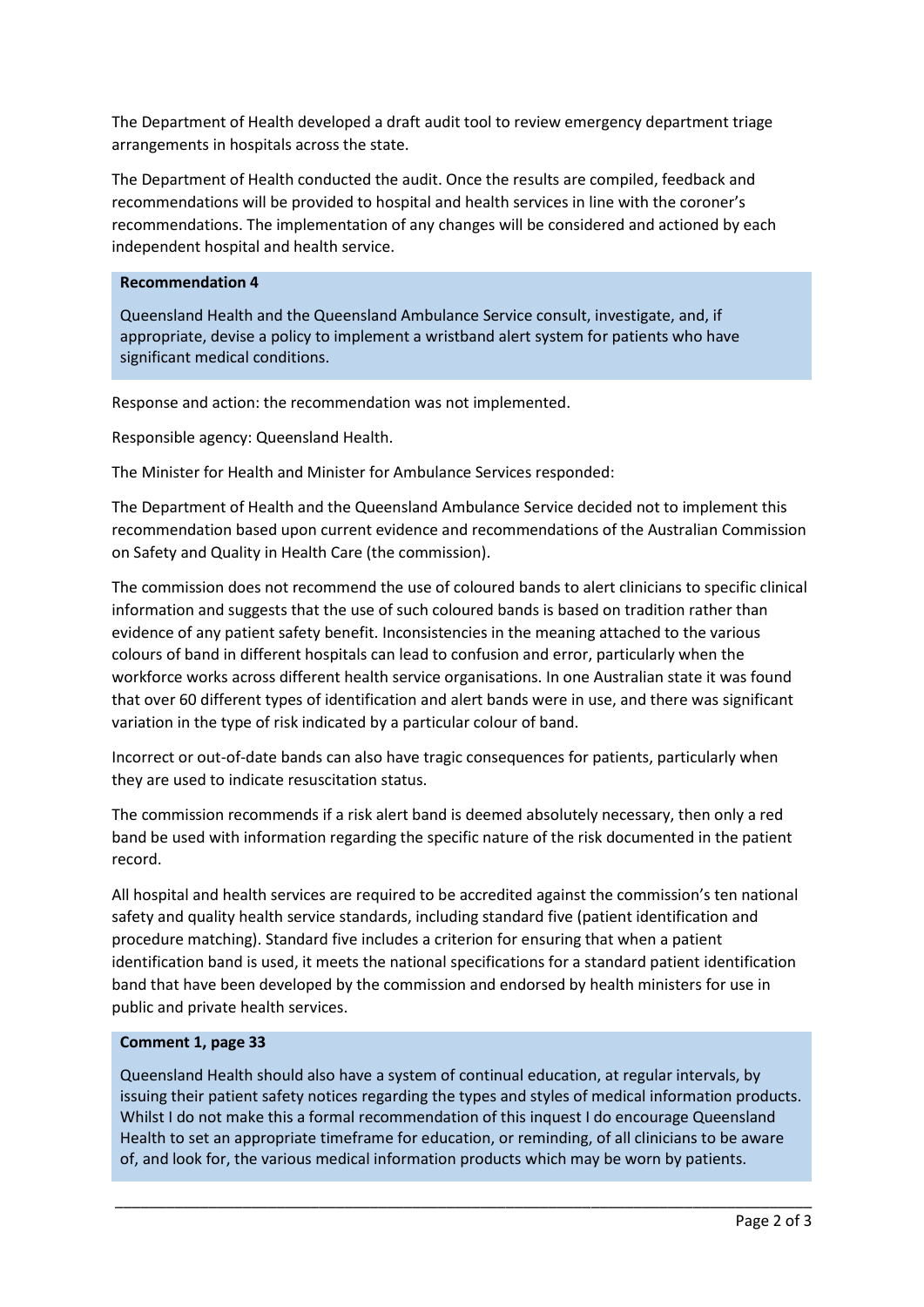The Department of Health developed a draft audit tool to review emergency department triage arrangements in hospitals across the state.

The Department of Health conducted the audit. Once the results are compiled, feedback and recommendations will be provided to hospital and health services in line with the coroner's recommendations. The implementation of any changes will be considered and actioned by each independent hospital and health service.

> **Recommendation 4**
>
> Queensland Health and the Queensland Ambulance Service consult, investigate, and, if appropriate, devise a policy to implement a wristband alert system for patients who have significant medical conditions.

Response and action: the recommendation was not implemented.

Responsible agency: Queensland Health.

The Minister for Health and Minister for Ambulance Services responded:

The Department of Health and the Queensland Ambulance Service decided not to implement this recommendation based upon current evidence and recommendations of the Australian Commission on Safety and Quality in Health Care (the commission).

The commission does not recommend the use of coloured bands to alert clinicians to specific clinical information and suggests that the use of such coloured bands is based on tradition rather than evidence of any patient safety benefit. Inconsistencies in the meaning attached to the various colours of band in different hospitals can lead to confusion and error, particularly when the workforce works across different health service organisations. In one Australian state it was found that over 60 different types of identification and alert bands were in use, and there was significant variation in the type of risk indicated by a particular colour of band.

Incorrect or out-of-date bands can also have tragic consequences for patients, particularly when they are used to indicate resuscitation status.

The commission recommends if a risk alert band is deemed absolutely necessary, then only a red band be used with information regarding the specific nature of the risk documented in the patient record.

All hospital and health services are required to be accredited against the commission's ten national safety and quality health service standards, including standard five (patient identification and procedure matching). Standard five includes a criterion for ensuring that when a patient identification band is used, it meets the national specifications for a standard patient identification band that have been developed by the commission and endorsed by health ministers for use in public and private health services.

> **Comment 1, page 33**
>
> Queensland Health should also have a system of continual education, at regular intervals, by issuing their patient safety notices regarding the types and styles of medical information products. Whilst I do not make this a formal recommendation of this inquest I do encourage Queensland Health to set an appropriate timeframe for education, or reminding, of all clinicians to be aware of, and look for, the various medical information products which may be worn by patients.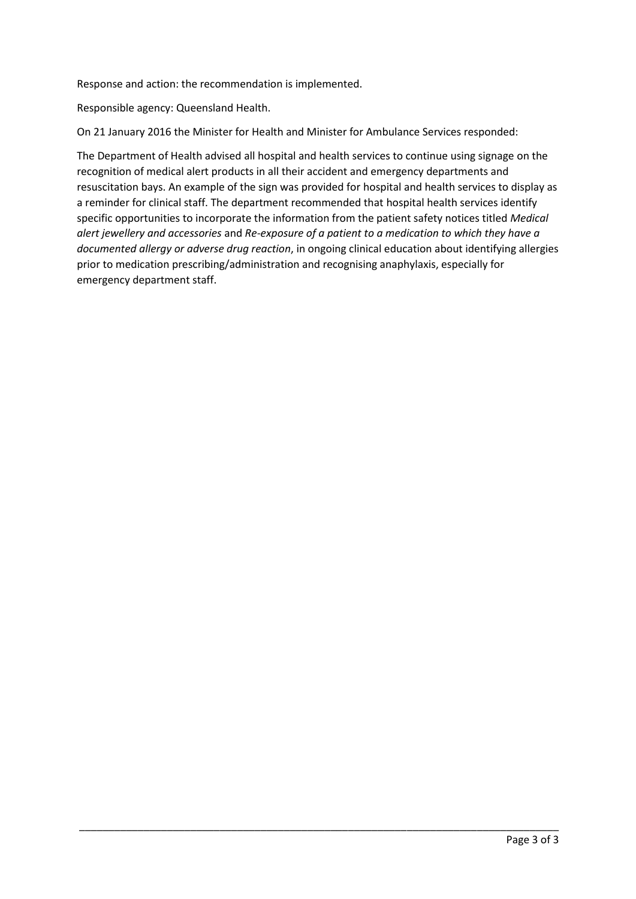Response and action: the recommendation is implemented.

Responsible agency: Queensland Health.

On 21 January 2016 the Minister for Health and Minister for Ambulance Services responded:

The Department of Health advised all hospital and health services to continue using signage on the recognition of medical alert products in all their accident and emergency departments and resuscitation bays. An example of the sign was provided for hospital and health services to display as a reminder for clinical staff. The department recommended that hospital health services identify specific opportunities to incorporate the information from the patient safety notices titled *Medical alert jewellery and accessories* and *Re-exposure of a patient to a medication to which they have a documented allergy or adverse drug reaction*, in ongoing clinical education about identifying allergies prior to medication prescribing/administration and recognising anaphylaxis, especially for emergency department staff.